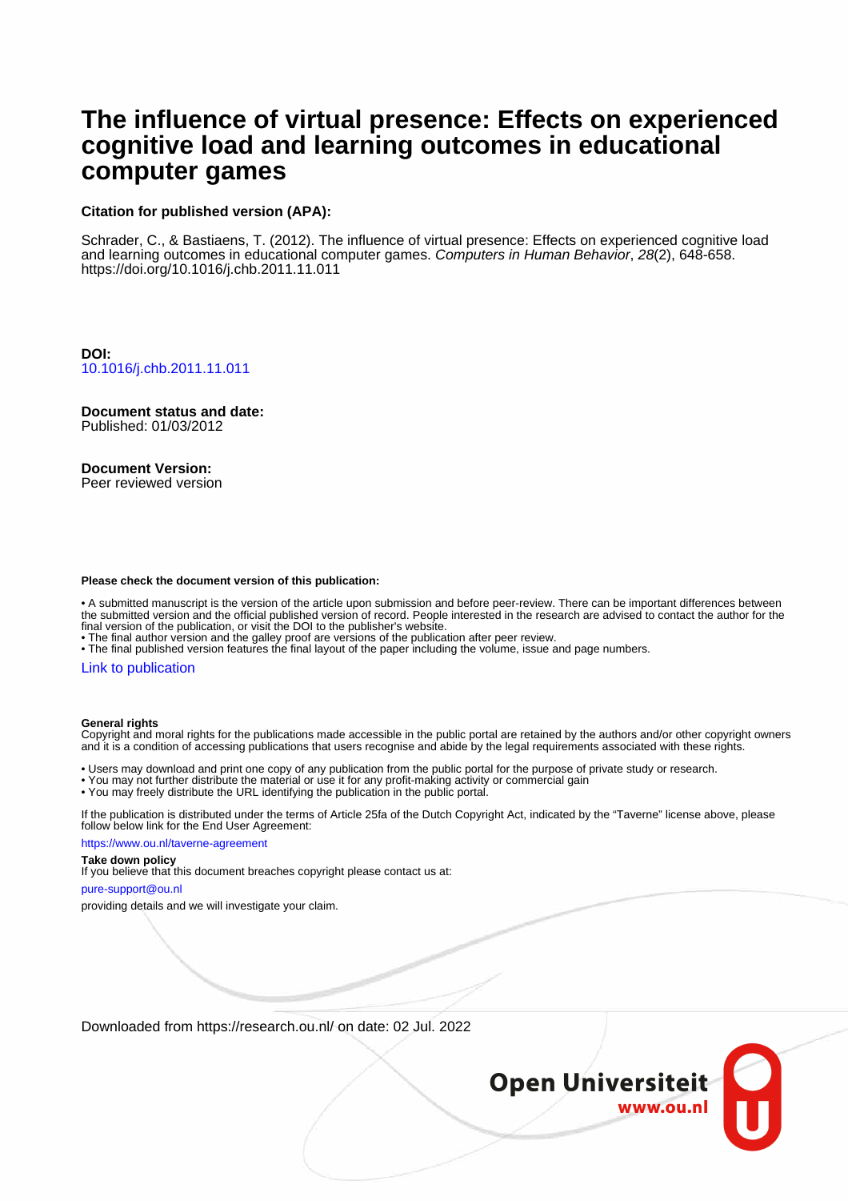# The influence of virtual presence: Effects on experienced cognitive load and learning outcomes in educational computer games

**Citation for published version (APA):**

Schrader, C., & Bastiaens, T. (2012). The influence of virtual presence: Effects on experienced cognitive load and learning outcomes in educational computer games. *Computers in Human Behavior*, *28*(2), 648-658. https://doi.org/10.1016/j.chb.2011.11.011

**DOI:**
10.1016/j.chb.2011.11.011

**Document status and date:**
Published: 01/03/2012

**Document Version:**
Peer reviewed version

**Please check the document version of this publication:**

• A submitted manuscript is the version of the article upon submission and before peer-review. There can be important differences between the submitted version and the official published version of record. People interested in the research are advised to contact the author for the final version of the publication, or visit the DOI to the publisher's website.
• The final author version and the galley proof are versions of the publication after peer review.
• The final published version features the final layout of the paper including the volume, issue and page numbers.

Link to publication

**General rights**
Copyright and moral rights for the publications made accessible in the public portal are retained by the authors and/or other copyright owners and it is a condition of accessing publications that users recognise and abide by the legal requirements associated with these rights.

• Users may download and print one copy of any publication from the public portal for the purpose of private study or research.
• You may not further distribute the material or use it for any profit-making activity or commercial gain
• You may freely distribute the URL identifying the publication in the public portal.

If the publication is distributed under the terms of Article 25fa of the Dutch Copyright Act, indicated by the "Taverne" license above, please follow below link for the End User Agreement:

https://www.ou.nl/taverne-agreement

**Take down policy**
If you believe that this document breaches copyright please contact us at:

pure-support@ou.nl

providing details and we will investigate your claim.

Downloaded from https://research.ou.nl/ on date: 02 Jul. 2022

Open Universiteit
www.ou.nl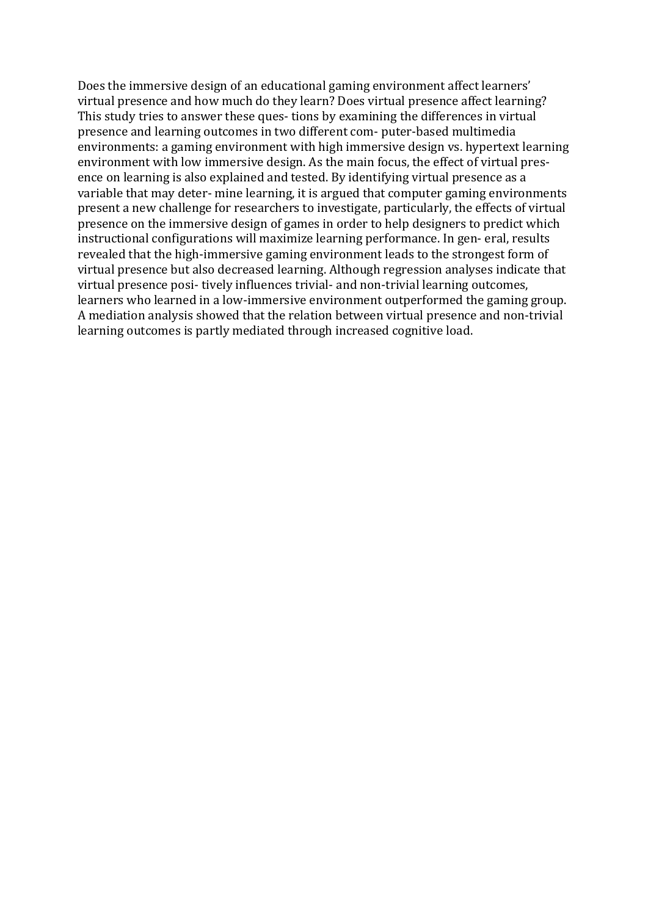Does the immersive design of an educational gaming environment affect learners' virtual presence and how much do they learn? Does virtual presence affect learning? This study tries to answer these questions by examining the differences in virtual presence and learning outcomes in two different computer-based multimedia environments: a gaming environment with high immersive design vs. hypertext learning environment with low immersive design. As the main focus, the effect of virtual presence on learning is also explained and tested. By identifying virtual presence as a variable that may determine learning, it is argued that computer gaming environments present a new challenge for researchers to investigate, particularly, the effects of virtual presence on the immersive design of games in order to help designers to predict which instructional configurations will maximize learning performance. In general, results revealed that the high-immersive gaming environment leads to the strongest form of virtual presence but also decreased learning. Although regression analyses indicate that virtual presence positively influences trivial- and non-trivial learning outcomes, learners who learned in a low-immersive environment outperformed the gaming group. A mediation analysis showed that the relation between virtual presence and non-trivial learning outcomes is partly mediated through increased cognitive load.